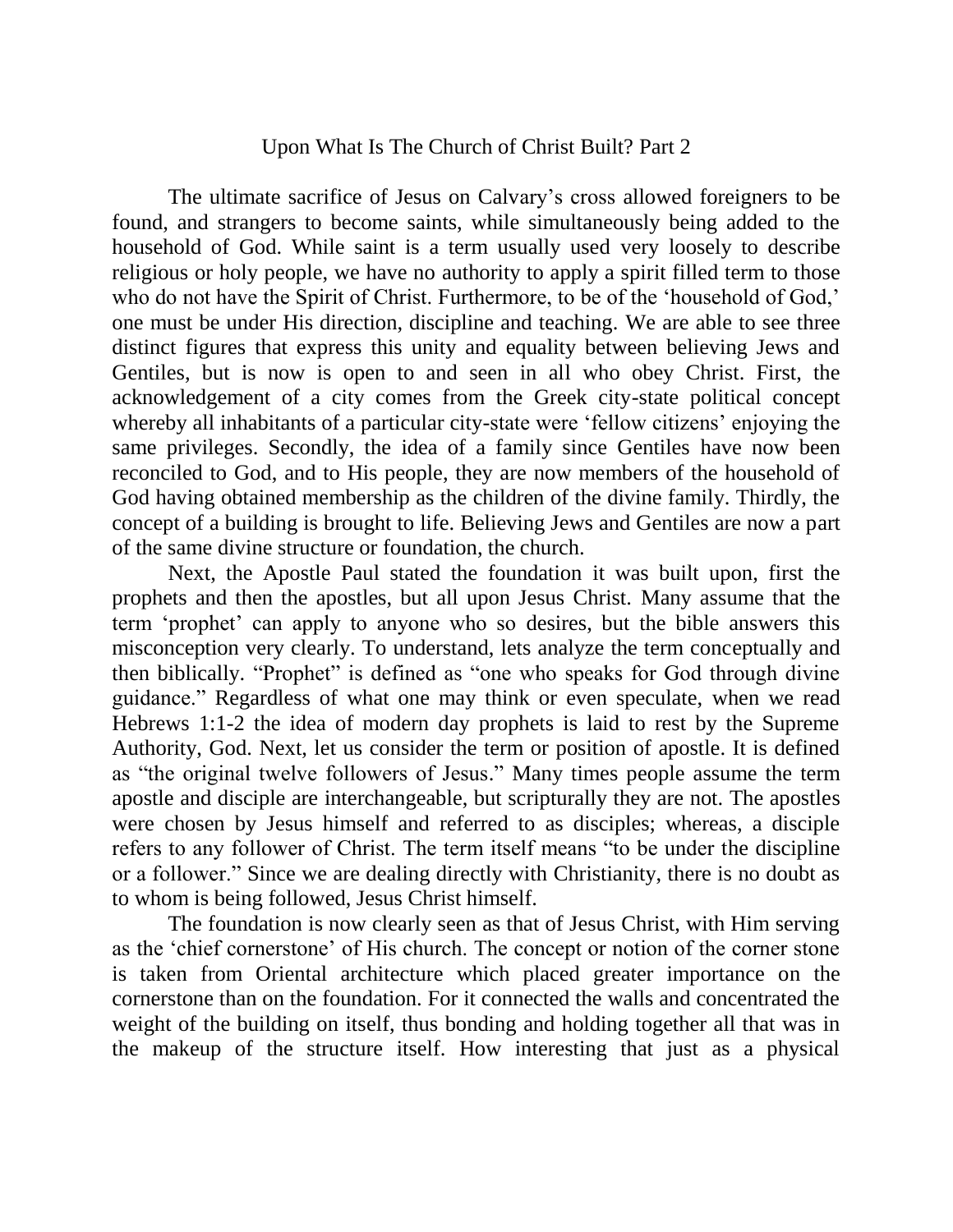# Upon What Is The Church of Christ Built? Part 2

The ultimate sacrifice of Jesus on Calvary's cross allowed foreigners to be found, and strangers to become saints, while simultaneously being added to the household of God. While saint is a term usually used very loosely to describe religious or holy people, we have no authority to apply a spirit filled term to those who do not have the Spirit of Christ. Furthermore, to be of the 'household of God,' one must be under His direction, discipline and teaching. We are able to see three distinct figures that express this unity and equality between believing Jews and Gentiles, but is now is open to and seen in all who obey Christ. First, the acknowledgement of a city comes from the Greek city-state political concept whereby all inhabitants of a particular city-state were 'fellow citizens' enjoying the same privileges. Secondly, the idea of a family since Gentiles have now been reconciled to God, and to His people, they are now members of the household of God having obtained membership as the children of the divine family. Thirdly, the concept of a building is brought to life. Believing Jews and Gentiles are now a part of the same divine structure or foundation, the church.

Next, the Apostle Paul stated the foundation it was built upon, first the prophets and then the apostles, but all upon Jesus Christ. Many assume that the term 'prophet' can apply to anyone who so desires, but the bible answers this misconception very clearly. To understand, lets analyze the term conceptually and then biblically. "Prophet" is defined as "one who speaks for God through divine guidance." Regardless of what one may think or even speculate, when we read Hebrews 1:1-2 the idea of modern day prophets is laid to rest by the Supreme Authority, God. Next, let us consider the term or position of apostle. It is defined as "the original twelve followers of Jesus." Many times people assume the term apostle and disciple are interchangeable, but scripturally they are not. The apostles were chosen by Jesus himself and referred to as disciples; whereas, a disciple refers to any follower of Christ. The term itself means "to be under the discipline or a follower." Since we are dealing directly with Christianity, there is no doubt as to whom is being followed, Jesus Christ himself.

The foundation is now clearly seen as that of Jesus Christ, with Him serving as the 'chief cornerstone' of His church. The concept or notion of the corner stone is taken from Oriental architecture which placed greater importance on the cornerstone than on the foundation. For it connected the walls and concentrated the weight of the building on itself, thus bonding and holding together all that was in the makeup of the structure itself. How interesting that just as a physical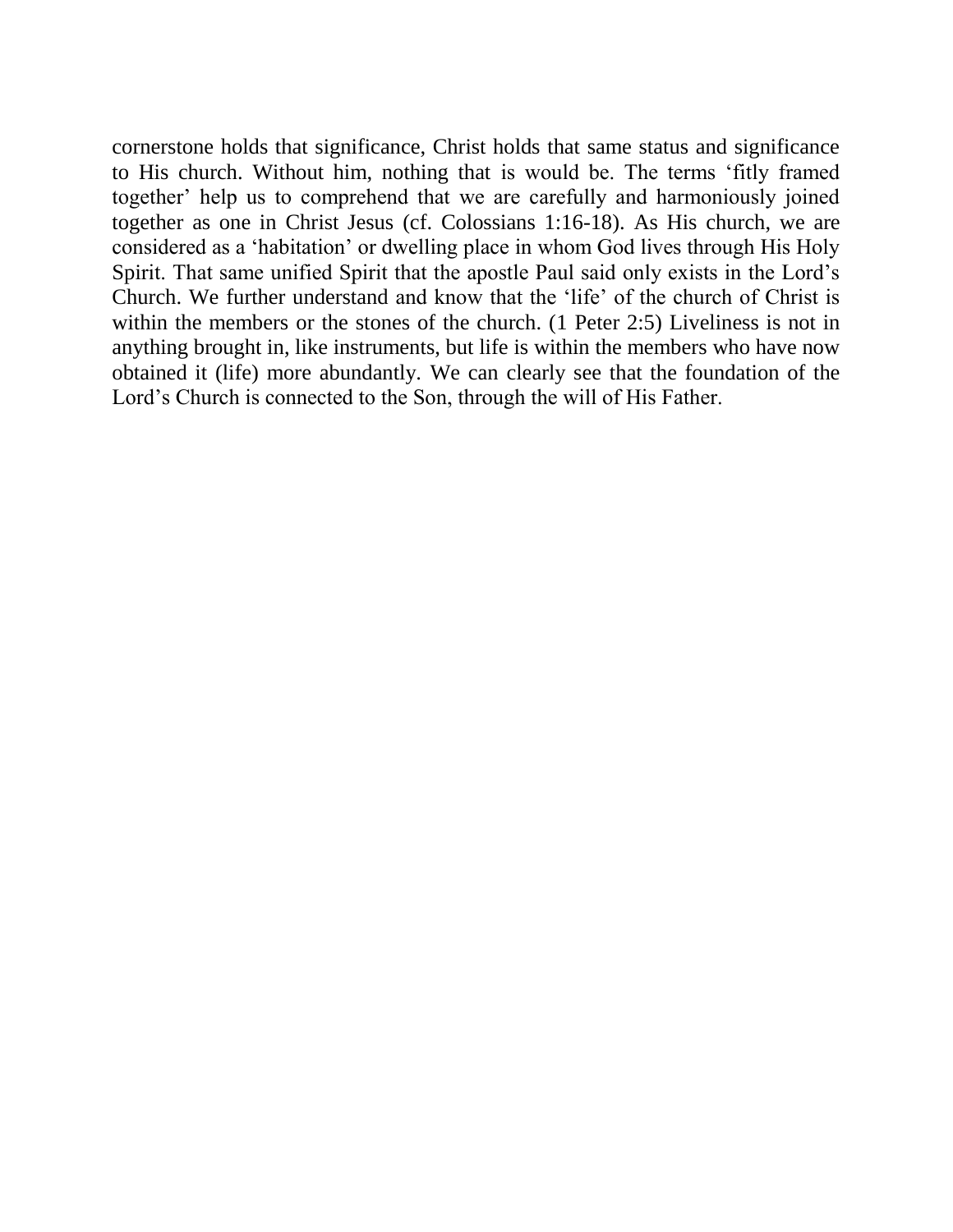cornerstone holds that significance, Christ holds that same status and significance to His church. Without him, nothing that is would be. The terms 'fitly framed together' help us to comprehend that we are carefully and harmoniously joined together as one in Christ Jesus (cf. Colossians 1:16-18). As His church, we are considered as a 'habitation' or dwelling place in whom God lives through His Holy Spirit. That same unified Spirit that the apostle Paul said only exists in the Lord's Church. We further understand and know that the 'life' of the church of Christ is within the members or the stones of the church. (1 Peter 2:5) Liveliness is not in anything brought in, like instruments, but life is within the members who have now obtained it (life) more abundantly. We can clearly see that the foundation of the Lord's Church is connected to the Son, through the will of His Father.